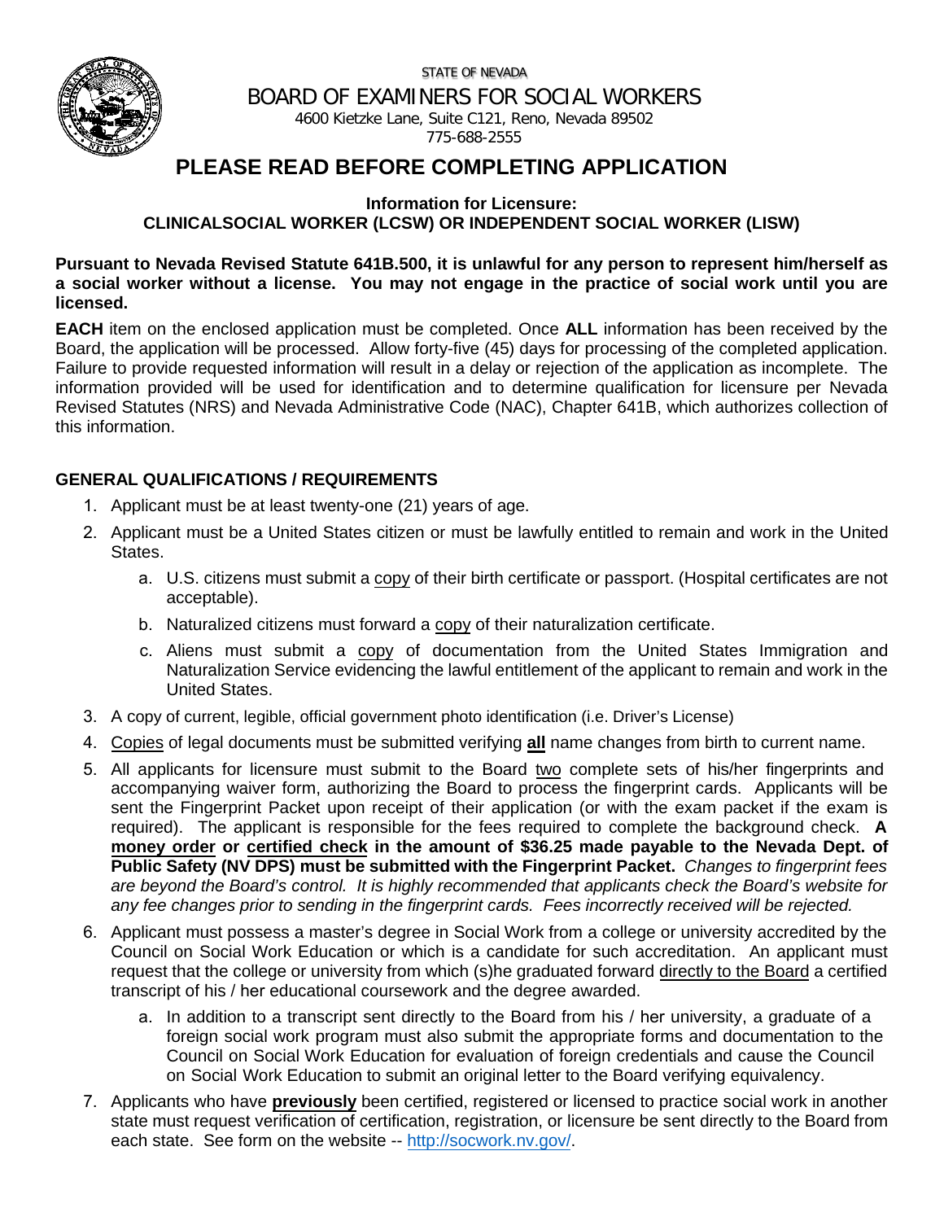STATE OF NEVADA

BOARD OF EXAMINERS FOR SOCIAL WORKERS

4600 Kietzke Lane, Suite C121, Reno, Nevada 89502
775-688-2555

# PLEASE READ BEFORE COMPLETING APPLICATION

### Information for Licensure:
### CLINICALSOCIAL WORKER (LCSW) OR INDEPENDENT SOCIAL WORKER (LISW)

**Pursuant to Nevada Revised Statute 641B.500, it is unlawful for any person to represent him/herself as a social worker without a license. You may not engage in the practice of social work until you are licensed.**

**EACH** item on the enclosed application must be completed. Once **ALL** information has been received by the Board, the application will be processed. Allow forty-five (45) days for processing of the completed application. Failure to provide requested information will result in a delay or rejection of the application as incomplete. The information provided will be used for identification and to determine qualification for licensure per Nevada Revised Statutes (NRS) and Nevada Administrative Code (NAC), Chapter 641B, which authorizes collection of this information.

## GENERAL QUALIFICATIONS / REQUIREMENTS

1. Applicant must be at least twenty-one (21) years of age.
2. Applicant must be a United States citizen or must be lawfully entitled to remain and work in the United States.
   a. U.S. citizens must submit a copy of their birth certificate or passport. (Hospital certificates are not acceptable).
   b. Naturalized citizens must forward a copy of their naturalization certificate.
   c. Aliens must submit a copy of documentation from the United States Immigration and Naturalization Service evidencing the lawful entitlement of the applicant to remain and work in the United States.
3. A copy of current, legible, official government photo identification (i.e. Driver's License)
4. Copies of legal documents must be submitted verifying **all** name changes from birth to current name.
5. All applicants for licensure must submit to the Board two complete sets of his/her fingerprints and accompanying waiver form, authorizing the Board to process the fingerprint cards. Applicants will be sent the Fingerprint Packet upon receipt of their application (or with the exam packet if the exam is required). The applicant is responsible for the fees required to complete the background check. **A money order or certified check in the amount of $36.25 made payable to the Nevada Dept. of Public Safety (NV DPS) must be submitted with the Fingerprint Packet.** *Changes to fingerprint fees are beyond the Board's control. It is highly recommended that applicants check the Board's website for any fee changes prior to sending in the fingerprint cards. Fees incorrectly received will be rejected.*
6. Applicant must possess a master's degree in Social Work from a college or university accredited by the Council on Social Work Education or which is a candidate for such accreditation. An applicant must request that the college or university from which (s)he graduated forward directly to the Board a certified transcript of his / her educational coursework and the degree awarded.
   a. In addition to a transcript sent directly to the Board from his / her university, a graduate of a foreign social work program must also submit the appropriate forms and documentation to the Council on Social Work Education for evaluation of foreign credentials and cause the Council on Social Work Education to submit an original letter to the Board verifying equivalency.
7. Applicants who have **previously** been certified, registered or licensed to practice social work in another state must request verification of certification, registration, or licensure be sent directly to the Board from each state. See form on the website -- http://socwork.nv.gov/.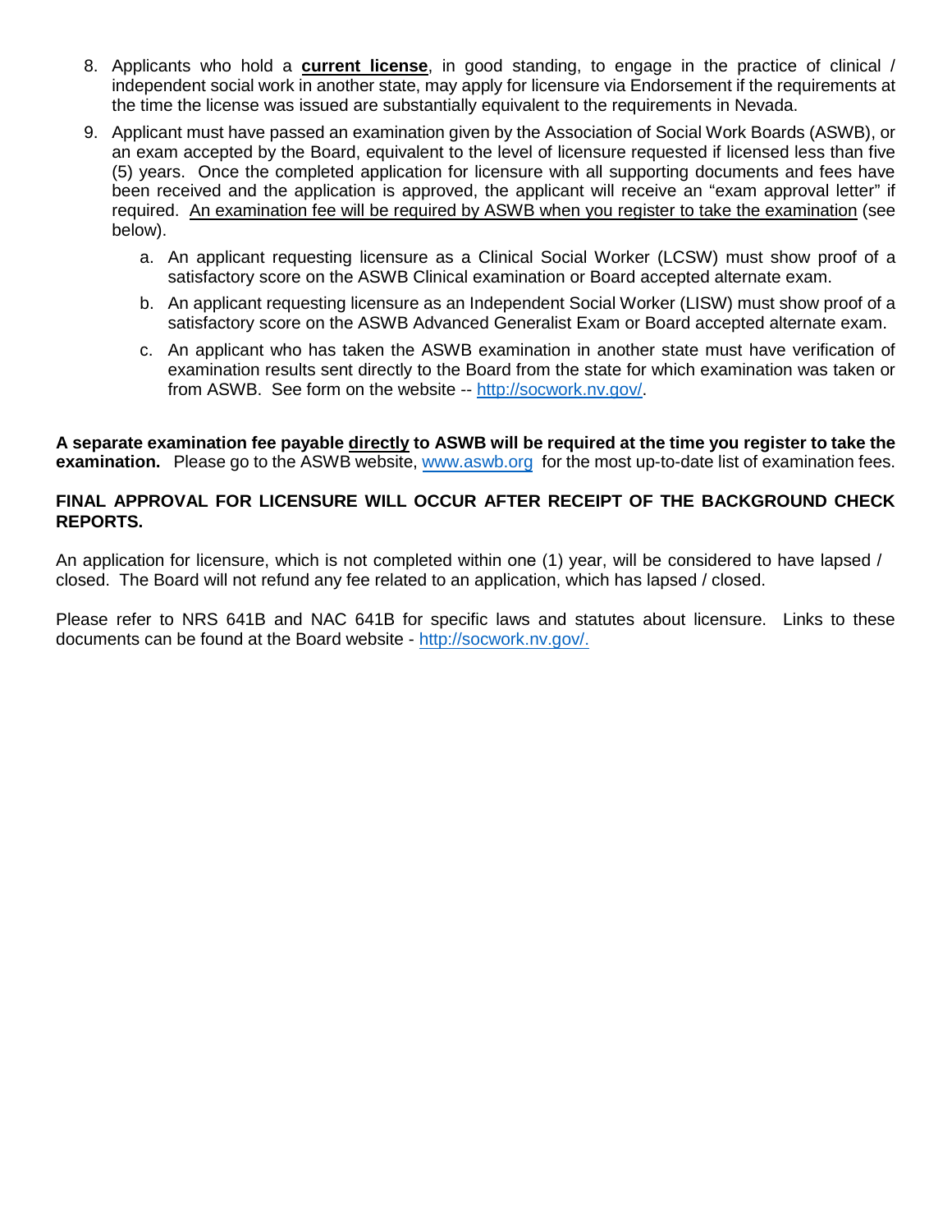8. Applicants who hold a **current license**, in good standing, to engage in the practice of clinical / independent social work in another state, may apply for licensure via Endorsement if the requirements at the time the license was issued are substantially equivalent to the requirements in Nevada.

9. Applicant must have passed an examination given by the Association of Social Work Boards (ASWB), or an exam accepted by the Board, equivalent to the level of licensure requested if licensed less than five (5) years. Once the completed application for licensure with all supporting documents and fees have been received and the application is approved, the applicant will receive an "exam approval letter" if required. An examination fee will be required by ASWB when you register to take the examination (see below).

   a. An applicant requesting licensure as a Clinical Social Worker (LCSW) must show proof of a satisfactory score on the ASWB Clinical examination or Board accepted alternate exam.

   b. An applicant requesting licensure as an Independent Social Worker (LISW) must show proof of a satisfactory score on the ASWB Advanced Generalist Exam or Board accepted alternate exam.

   c. An applicant who has taken the ASWB examination in another state must have verification of examination results sent directly to the Board from the state for which examination was taken or from ASWB. See form on the website -- http://socwork.nv.gov/.

**A separate examination fee payable directly to ASWB will be required at the time you register to take the examination.** Please go to the ASWB website, www.aswb.org for the most up-to-date list of examination fees.

**FINAL APPROVAL FOR LICENSURE WILL OCCUR AFTER RECEIPT OF THE BACKGROUND CHECK REPORTS.**

An application for licensure, which is not completed within one (1) year, will be considered to have lapsed / closed. The Board will not refund any fee related to an application, which has lapsed / closed.

Please refer to NRS 641B and NAC 641B for specific laws and statutes about licensure. Links to these documents can be found at the Board website - http://socwork.nv.gov/.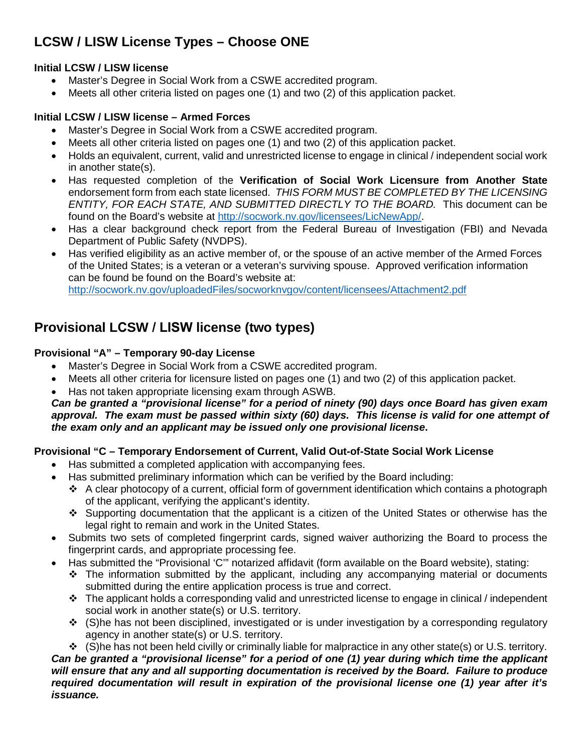# LCSW / LISW License Types – Choose ONE

### Initial LCSW / LISW license

- Master's Degree in Social Work from a CSWE accredited program.
- Meets all other criteria listed on pages one (1) and two (2) of this application packet.

### Initial LCSW / LISW license – Armed Forces

- Master's Degree in Social Work from a CSWE accredited program.
- Meets all other criteria listed on pages one (1) and two (2) of this application packet.
- Holds an equivalent, current, valid and unrestricted license to engage in clinical / independent social work in another state(s).
- Has requested completion of the **Verification of Social Work Licensure from Another State** endorsement form from each state licensed. *THIS FORM MUST BE COMPLETED BY THE LICENSING ENTITY, FOR EACH STATE, AND SUBMITTED DIRECTLY TO THE BOARD.* This document can be found on the Board's website at http://socwork.nv.gov/licensees/LicNewApp/.
- Has a clear background check report from the Federal Bureau of Investigation (FBI) and Nevada Department of Public Safety (NVDPS).
- Has verified eligibility as an active member of, or the spouse of an active member of the Armed Forces of the United States; is a veteran or a veteran's surviving spouse. Approved verification information can be found be found on the Board's website at: http://socwork.nv.gov/uploadedFiles/socworknvgov/content/licensees/Attachment2.pdf

## Provisional LCSW / LISW license (two types)

### Provisional "A" – Temporary 90-day License

- Master's Degree in Social Work from a CSWE accredited program.
- Meets all other criteria for licensure listed on pages one (1) and two (2) of this application packet.
- Has not taken appropriate licensing exam through ASWB.

***Can be granted a "provisional license" for a period of ninety (90) days once Board has given exam approval. The exam must be passed within sixty (60) days. This license is valid for one attempt of the exam only and an applicant may be issued only one provisional license.***

### Provisional "C – Temporary Endorsement of Current, Valid Out-of-State Social Work License

- Has submitted a completed application with accompanying fees.
- Has submitted preliminary information which can be verified by the Board including:
  - A clear photocopy of a current, official form of government identification which contains a photograph of the applicant, verifying the applicant's identity.
  - Supporting documentation that the applicant is a citizen of the United States or otherwise has the legal right to remain and work in the United States.
- Submits two sets of completed fingerprint cards, signed waiver authorizing the Board to process the fingerprint cards, and appropriate processing fee.
- Has submitted the "Provisional 'C'" notarized affidavit (form available on the Board website), stating:
  - The information submitted by the applicant, including any accompanying material or documents submitted during the entire application process is true and correct.
  - The applicant holds a corresponding valid and unrestricted license to engage in clinical / independent social work in another state(s) or U.S. territory.
  - (S)he has not been disciplined, investigated or is under investigation by a corresponding regulatory agency in another state(s) or U.S. territory.
  - (S)he has not been held civilly or criminally liable for malpractice in any other state(s) or U.S. territory.

***Can be granted a "provisional license" for a period of one (1) year during which time the applicant will ensure that any and all supporting documentation is received by the Board. Failure to produce required documentation will result in expiration of the provisional license one (1) year after it's issuance.***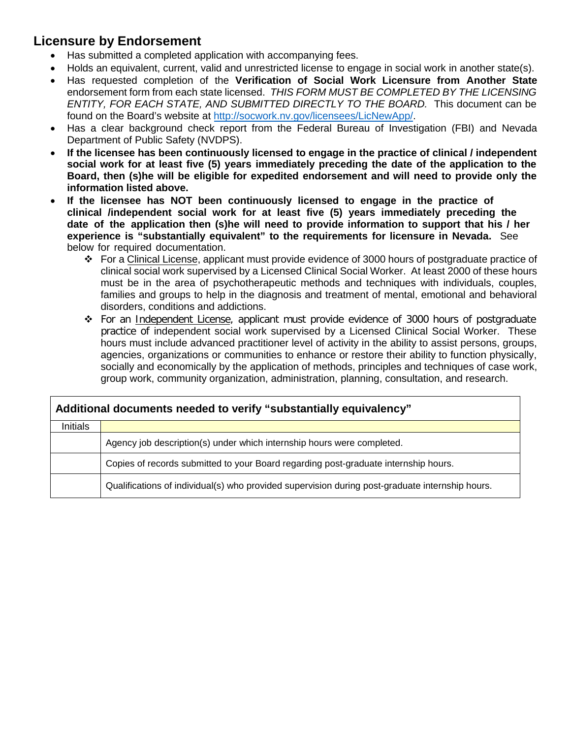## Licensure by Endorsement

- Has submitted a completed application with accompanying fees.
- Holds an equivalent, current, valid and unrestricted license to engage in social work in another state(s).
- Has requested completion of the **Verification of Social Work Licensure from Another State** endorsement form from each state licensed. *THIS FORM MUST BE COMPLETED BY THE LICENSING ENTITY, FOR EACH STATE, AND SUBMITTED DIRECTLY TO THE BOARD.* This document can be found on the Board's website at [http://socwork.nv.gov/licensees/LicNewApp/](http://socwork.nv.gov/licensees/LicNewApp/).
- Has a clear background check report from the Federal Bureau of Investigation (FBI) and Nevada Department of Public Safety (NVDPS).
- **If the licensee has been continuously licensed to engage in the practice of clinical / independent social work for at least five (5) years immediately preceding the date of the application to the Board, then (s)he will be eligible for expedited endorsement and will need to provide only the information listed above.**
- **If the licensee has NOT been continuously licensed to engage in the practice of clinical /independent social work for at least five (5) years immediately preceding the date of the application then (s)he will need to provide information to support that his / her experience is "substantially equivalent" to the requirements for licensure in Nevada.** See below for required documentation.
  - For a Clinical License, applicant must provide evidence of 3000 hours of postgraduate practice of clinical social work supervised by a Licensed Clinical Social Worker. At least 2000 of these hours must be in the area of psychotherapeutic methods and techniques with individuals, couples, families and groups to help in the diagnosis and treatment of mental, emotional and behavioral disorders, conditions and addictions.
  - For an Independent License, applicant must provide evidence of 3000 hours of postgraduate practice of independent social work supervised by a Licensed Clinical Social Worker. These hours must include advanced practitioner level of activity in the ability to assist persons, groups, agencies, organizations or communities to enhance or restore their ability to function physically, socially and economically by the application of methods, principles and techniques of case work, group work, community organization, administration, planning, consultation, and research.

| **Additional documents needed to verify "substantially equivalency"** | |
|---|---|
| Initials | |
| | Agency job description(s) under which internship hours were completed. |
| | Copies of records submitted to your Board regarding post-graduate internship hours. |
| | Qualifications of individual(s) who provided supervision during post-graduate internship hours. |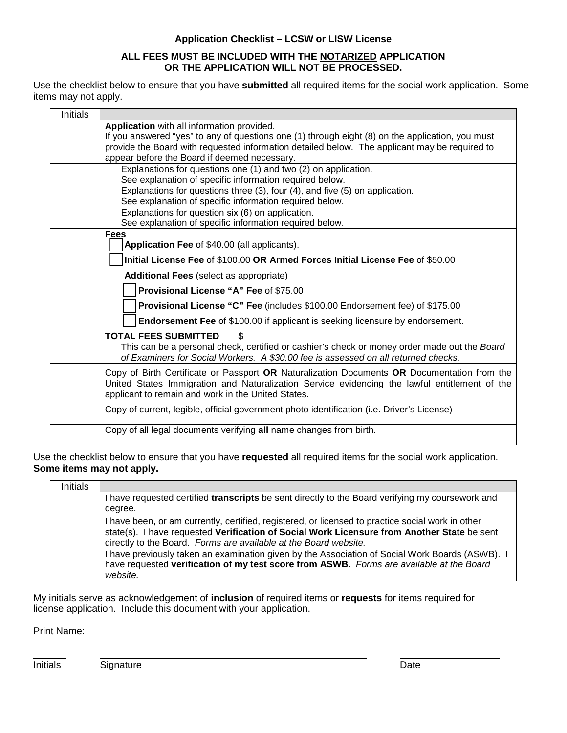### Application Checklist – LCSW or LISW License

**ALL FEES MUST BE INCLUDED WITH THE NOTARIZED APPLICATION OR THE APPLICATION WILL NOT BE PROCESSED.**

Use the checklist below to ensure that you have **submitted** all required items for the social work application. Some items may not apply.

| Initials | |
|---|---|
| | **Application** with all information provided.<br>If you answered "yes" to any of questions one (1) through eight (8) on the application, you must provide the Board with requested information detailed below. The applicant may be required to appear before the Board if deemed necessary. |
| | Explanations for questions one (1) and two (2) on application.<br>See explanation of specific information required below. |
| | Explanations for questions three (3), four (4), and five (5) on application.<br>See explanation of specific information required below. |
| | Explanations for question six (6) on application.<br>See explanation of specific information required below. |
| | **Fees**<br>☐ **Application Fee** of $40.00 (all applicants).<br>☐ **Initial License Fee** of $100.00 **OR Armed Forces Initial License Fee** of $50.00<br>**Additional Fees** (select as appropriate)<br>☐ **Provisional License "A" Fee** of $75.00<br>☐ **Provisional License "C" Fee** (includes $100.00 Endorsement fee) of $175.00<br>☐ **Endorsement Fee** of $100.00 if applicant is seeking licensure by endorsement.<br>**TOTAL FEES SUBMITTED** $ ________<br>This can be a personal check, certified or cashier's check or money order made out the *Board of Examiners for Social Workers. A $30.00 fee is assessed on all returned checks.* |
| | Copy of Birth Certificate or Passport **OR** Naturalization Documents **OR** Documentation from the United States Immigration and Naturalization Service evidencing the lawful entitlement of the applicant to remain and work in the United States. |
| | Copy of current, legible, official government photo identification (i.e. Driver's License) |
| | Copy of all legal documents verifying **all** name changes from birth. |

Use the checklist below to ensure that you have **requested** all required items for the social work application. **Some items may not apply.**

| Initials | |
|---|---|
| | I have requested certified **transcripts** be sent directly to the Board verifying my coursework and degree. |
| | I have been, or am currently, certified, registered, or licensed to practice social work in other state(s). I have requested **Verification of Social Work Licensure from Another State** be sent directly to the Board. *Forms are available at the Board website.* |
| | I have previously taken an examination given by the Association of Social Work Boards (ASWB). I have requested **verification of my test score from ASWB**. *Forms are available at the Board website.* |

My initials serve as acknowledgement of **inclusion** of required items or **requests** for items required for license application. Include this document with your application.

Print Name: ______________________________

______ ______________________________ ______________

Initials Signature Date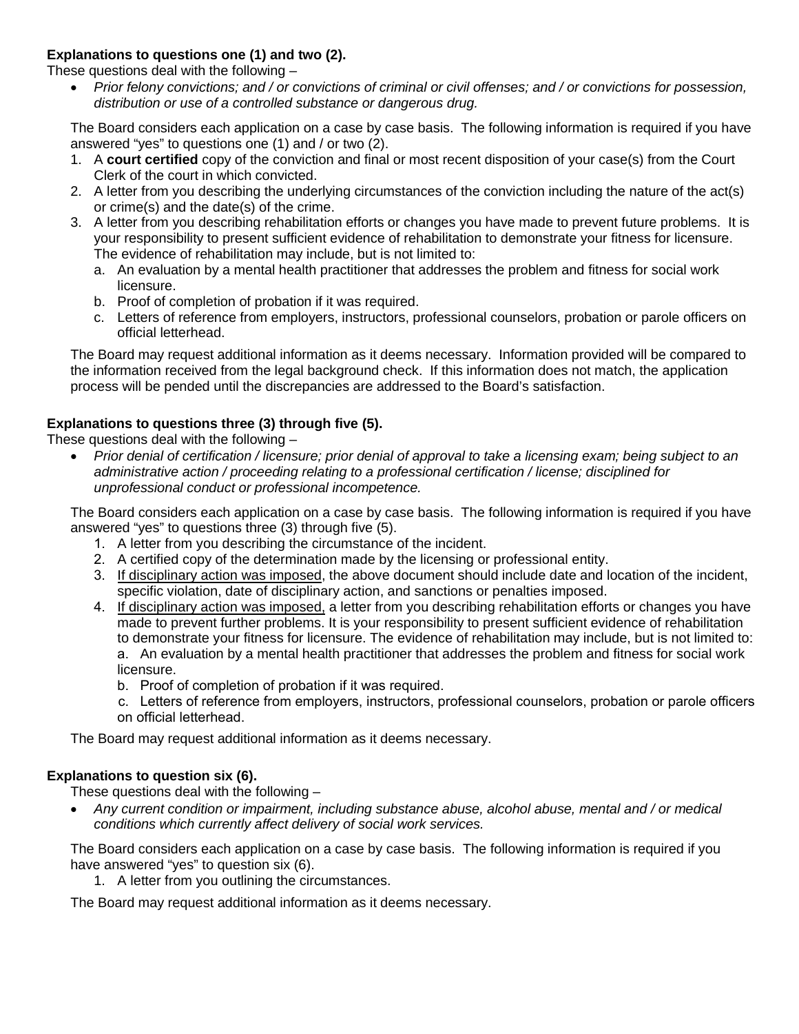**Explanations to questions one (1) and two (2).**

These questions deal with the following –

- *Prior felony convictions; and / or convictions of criminal or civil offenses; and / or convictions for possession, distribution or use of a controlled substance or dangerous drug.*

The Board considers each application on a case by case basis. The following information is required if you have answered "yes" to questions one (1) and / or two (2).

1. A **court certified** copy of the conviction and final or most recent disposition of your case(s) from the Court Clerk of the court in which convicted.
2. A letter from you describing the underlying circumstances of the conviction including the nature of the act(s) or crime(s) and the date(s) of the crime.
3. A letter from you describing rehabilitation efforts or changes you have made to prevent future problems. It is your responsibility to present sufficient evidence of rehabilitation to demonstrate your fitness for licensure. The evidence of rehabilitation may include, but is not limited to:
   a. An evaluation by a mental health practitioner that addresses the problem and fitness for social work licensure.
   b. Proof of completion of probation if it was required.
   c. Letters of reference from employers, instructors, professional counselors, probation or parole officers on official letterhead.

The Board may request additional information as it deems necessary. Information provided will be compared to the information received from the legal background check. If this information does not match, the application process will be pended until the discrepancies are addressed to the Board's satisfaction.

**Explanations to questions three (3) through five (5).**

These questions deal with the following –

- *Prior denial of certification / licensure; prior denial of approval to take a licensing exam; being subject to an administrative action / proceeding relating to a professional certification / license; disciplined for unprofessional conduct or professional incompetence.*

The Board considers each application on a case by case basis. The following information is required if you have answered "yes" to questions three (3) through five (5).

1. A letter from you describing the circumstance of the incident.
2. A certified copy of the determination made by the licensing or professional entity.
3. <u>If disciplinary action was imposed</u>, the above document should include date and location of the incident, specific violation, date of disciplinary action, and sanctions or penalties imposed.
4. <u>If disciplinary action was imposed,</u> a letter from you describing rehabilitation efforts or changes you have made to prevent further problems. It is your responsibility to present sufficient evidence of rehabilitation to demonstrate your fitness for licensure. The evidence of rehabilitation may include, but is not limited to:
   a. An evaluation by a mental health practitioner that addresses the problem and fitness for social work licensure.
   b. Proof of completion of probation if it was required.
   c. Letters of reference from employers, instructors, professional counselors, probation or parole officers on official letterhead.

The Board may request additional information as it deems necessary.

**Explanations to question six (6).**

These questions deal with the following –

- *Any current condition or impairment, including substance abuse, alcohol abuse, mental and / or medical conditions which currently affect delivery of social work services.*

The Board considers each application on a case by case basis. The following information is required if you have answered "yes" to question six (6).

1. A letter from you outlining the circumstances.

The Board may request additional information as it deems necessary.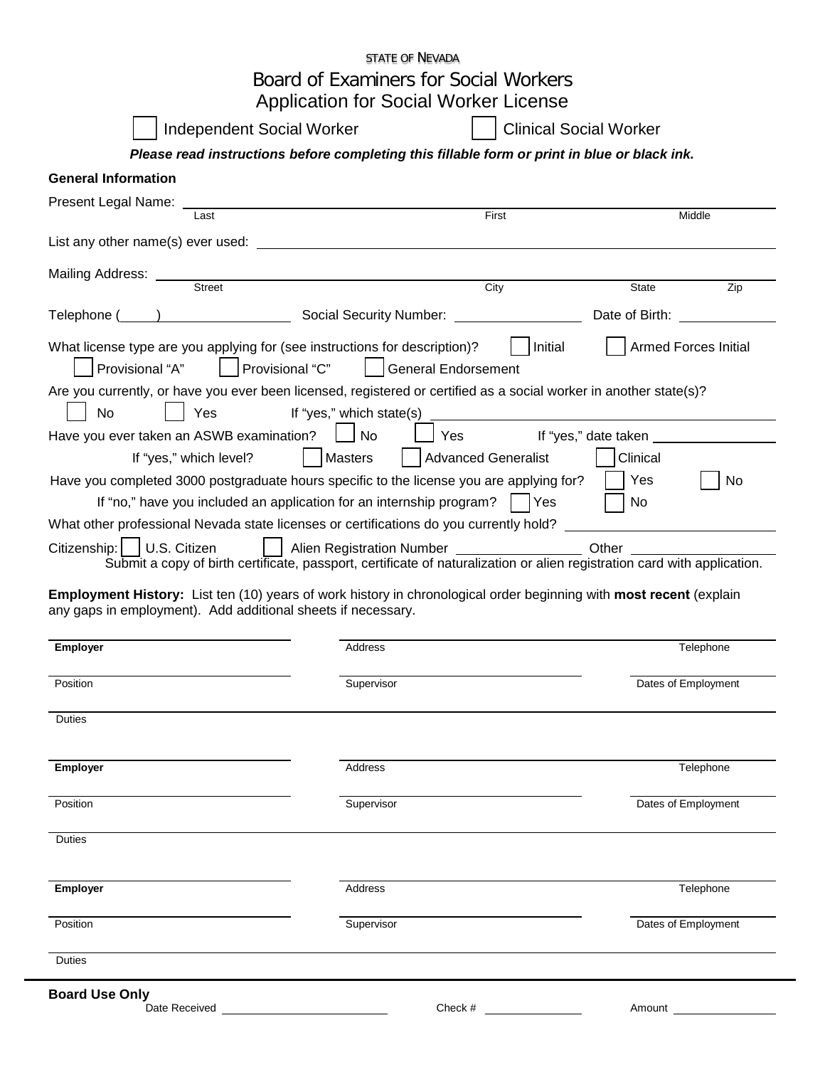STATE OF NEVADA

# Board of Examiners for Social Workers

## Application for Social Worker License

☐ Independent Social Worker ☐ Clinical Social Worker

***Please read instructions before completing this fillable form or print in blue or black ink.***

**General Information**

Present Legal Name: ______________________________________________

Last First Middle

List any other name(s) ever used: ______________________________________________

Mailing Address: ______________________________________________

Street City State Zip

Telephone (____) ____________ Social Security Number: ____________ Date of Birth: ____________

What license type are you applying for (see instructions for description)? ☐ Initial ☐ Armed Forces Initial ☐ Provisional "A" ☐ Provisional "C" ☐ General Endorsement

Are you currently, or have you ever been licensed, registered or certified as a social worker in another state(s)?

☐ No ☐ Yes If "yes," which state(s) ____________________

Have you ever taken an ASWB examination? ☐ No ☐ Yes If "yes," date taken ____________

If "yes," which level? ☐ Masters ☐ Advanced Generalist ☐ Clinical

Have you completed 3000 postgraduate hours specific to the license you are applying for? ☐ Yes ☐ No

If "no," have you included an application for an internship program? ☐ Yes ☐ No

What other professional Nevada state licenses or certifications do you currently hold? ____________________

Citizenship: ☐ U.S. Citizen ☐ Alien Registration Number ____________ Other ____________

Submit a copy of birth certificate, passport, certificate of naturalization or alien registration card with application.

**Employment History:** List ten (10) years of work history in chronological order beginning with **most recent** (explain any gaps in employment). Add additional sheets if necessary.

| **Employer** | Address | Telephone |
|---|---|---|
| Position | Supervisor | Dates of Employment |
| Duties | | |

| **Employer** | Address | Telephone |
|---|---|---|
| Position | Supervisor | Dates of Employment |
| Duties | | |

| **Employer** | Address | Telephone |
|---|---|---|
| Position | Supervisor | Dates of Employment |
| Duties | | |

**Board Use Only**

Date Received ____________ Check # ____________ Amount ____________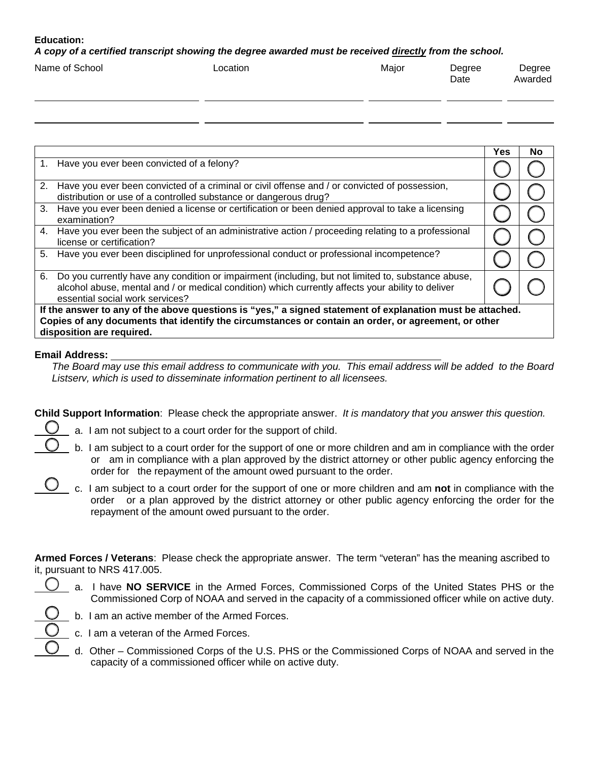**Education:**

***A copy of a certified transcript showing the degree awarded must be received <u>directly</u> from the school.***

| Name of School | Location | Major | Degree Date | Degree Awarded |
|---|---|---|---|---|
| | | | | |
| | | | | |

| | Yes | No |
|---|---|---|
| 1. Have you ever been convicted of a felony? | ◯ | ◯ |
| 2. Have you ever been convicted of a criminal or civil offense and / or convicted of possession, distribution or use of a controlled substance or dangerous drug? | ◯ | ◯ |
| 3. Have you ever been denied a license or certification or been denied approval to take a licensing examination? | ◯ | ◯ |
| 4. Have you ever been the subject of an administrative action / proceeding relating to a professional license or certification? | ◯ | ◯ |
| 5. Have you ever been disciplined for unprofessional conduct or professional incompetence? | ◯ | ◯ |
| 6. Do you currently have any condition or impairment (including, but not limited to, substance abuse, alcohol abuse, mental and / or medical condition) which currently affects your ability to deliver essential social work services? | ◯ | ◯ |
| **If the answer to any of the above questions is "yes," a signed statement of explanation must be attached. Copies of any documents that identify the circumstances or contain an order, or agreement, or other disposition are required.** | | |

**Email Address:** ______________________________

*The Board may use this email address to communicate with you. This email address will be added to the Board Listserv, which is used to disseminate information pertinent to all licensees.*

**Child Support Information**: Please check the appropriate answer. *It is mandatory that you answer this question.*

◯ a. I am not subject to a court order for the support of child.

◯ b. I am subject to a court order for the support of one or more children and am in compliance with the order or am in compliance with a plan approved by the district attorney or other public agency enforcing the order for the repayment of the amount owed pursuant to the order.

◯ c. I am subject to a court order for the support of one or more children and am **not** in compliance with the order or a plan approved by the district attorney or other public agency enforcing the order for the repayment of the amount owed pursuant to the order.

**Armed Forces / Veterans**: Please check the appropriate answer. The term "veteran" has the meaning ascribed to it, pursuant to NRS 417.005.

◯ a. I have **NO SERVICE** in the Armed Forces, Commissioned Corps of the United States PHS or the Commissioned Corp of NOAA and served in the capacity of a commissioned officer while on active duty.

◯ b. I am an active member of the Armed Forces.

◯ c. I am a veteran of the Armed Forces.

◯ d. Other – Commissioned Corps of the U.S. PHS or the Commissioned Corps of NOAA and served in the capacity of a commissioned officer while on active duty.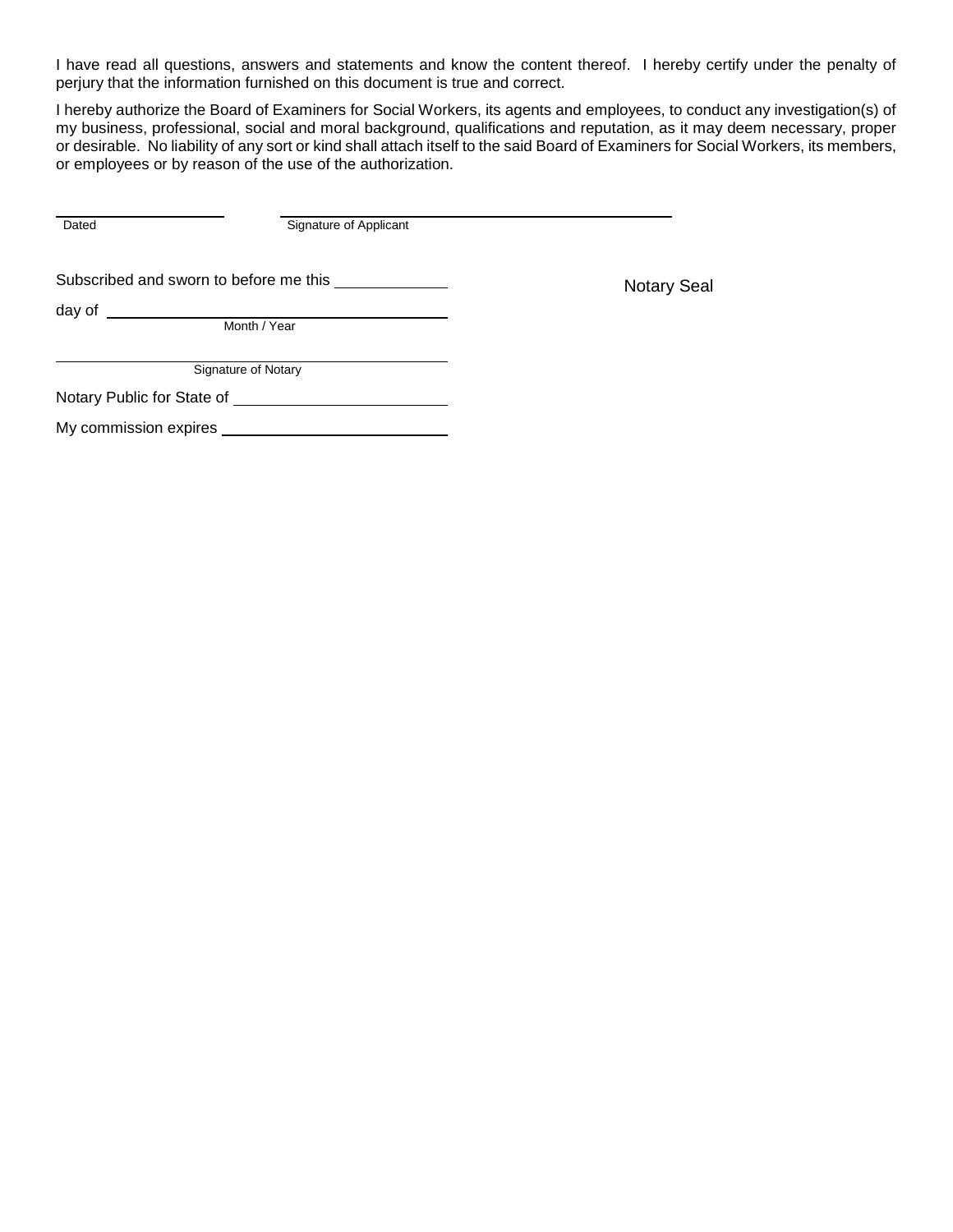I have read all questions, answers and statements and know the content thereof. I hereby certify under the penalty of perjury that the information furnished on this document is true and correct.

I hereby authorize the Board of Examiners for Social Workers, its agents and employees, to conduct any investigation(s) of my business, professional, social and moral background, qualifications and reputation, as it may deem necessary, proper or desirable. No liability of any sort or kind shall attach itself to the said Board of Examiners for Social Workers, its members, or employees or by reason of the use of the authorization.

\_\_\_\_\_\_\_\_\_\_\_\_\_\_\_\_\_\_\_\_ \_\_\_\_\_\_\_\_\_\_\_\_\_\_\_\_\_\_\_\_\_\_\_\_\_\_\_\_\_\_\_\_\_\_\_\_\_\_\_\_
Dated Signature of Applicant

Subscribed and sworn to before me this \_\_\_\_\_\_\_\_\_\_\_\_\_ Notary Seal

day of \_\_\_\_\_\_\_\_\_\_\_\_\_\_\_\_\_\_\_\_\_\_\_\_\_\_\_\_\_\_\_\_\_\_\_\_\_\_
Month / Year

\_\_\_\_\_\_\_\_\_\_\_\_\_\_\_\_\_\_\_\_\_\_\_\_\_\_\_\_\_\_\_\_\_\_\_\_\_\_\_\_\_\_\_\_
Signature of Notary

Notary Public for State of \_\_\_\_\_\_\_\_\_\_\_\_\_\_\_\_\_\_\_\_\_\_\_\_\_

My commission expires \_\_\_\_\_\_\_\_\_\_\_\_\_\_\_\_\_\_\_\_\_\_\_\_\_\_\_